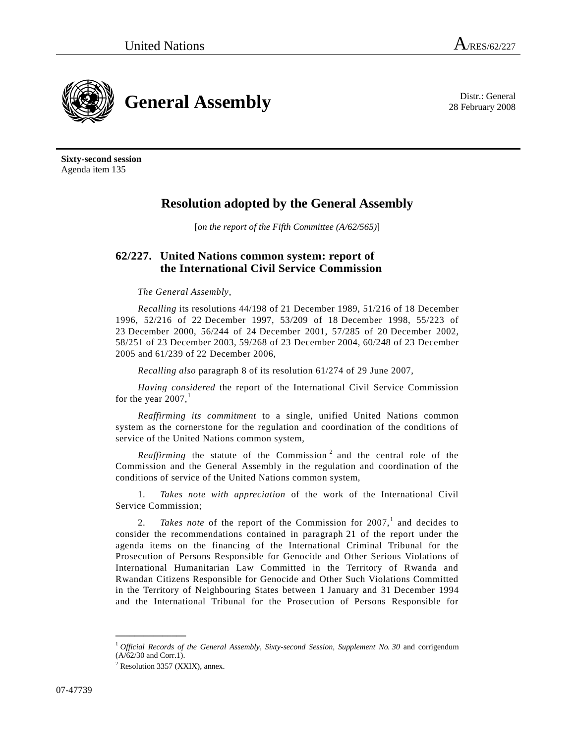United Nations A/RES/62/227

# General Assembly

Distr.: General
28 February 2008

**Sixty-second session**
Agenda item 135

## Resolution adopted by the General Assembly

[*on the report of the Fifth Committee (A/62/565)*]

### 62/227. United Nations common system: report of the International Civil Service Commission

*The General Assembly*,

*Recalling* its resolutions 44/198 of 21 December 1989, 51/216 of 18 December 1996, 52/216 of 22 December 1997, 53/209 of 18 December 1998, 55/223 of 23 December 2000, 56/244 of 24 December 2001, 57/285 of 20 December 2002, 58/251 of 23 December 2003, 59/268 of 23 December 2004, 60/248 of 23 December 2005 and 61/239 of 22 December 2006,

*Recalling also* paragraph 8 of its resolution 61/274 of 29 June 2007,

*Having considered* the report of the International Civil Service Commission for the year 2007,[1]

*Reaffirming its commitment* to a single, unified United Nations common system as the cornerstone for the regulation and coordination of the conditions of service of the United Nations common system,

*Reaffirming* the statute of the Commission[2] and the central role of the Commission and the General Assembly in the regulation and coordination of the conditions of service of the United Nations common system,

1. *Takes note with appreciation* of the work of the International Civil Service Commission;

2. *Takes note* of the report of the Commission for 2007,[1] and decides to consider the recommendations contained in paragraph 21 of the report under the agenda items on the financing of the International Criminal Tribunal for the Prosecution of Persons Responsible for Genocide and Other Serious Violations of International Humanitarian Law Committed in the Territory of Rwanda and Rwandan Citizens Responsible for Genocide and Other Such Violations Committed in the Territory of Neighbouring States between 1 January and 31 December 1994 and the International Tribunal for the Prosecution of Persons Responsible for

---

[1] *Official Records of the General Assembly, Sixty-second Session, Supplement No. 30* and corrigendum (A/62/30 and Corr.1).

[2] Resolution 3357 (XXIX), annex.

07-47739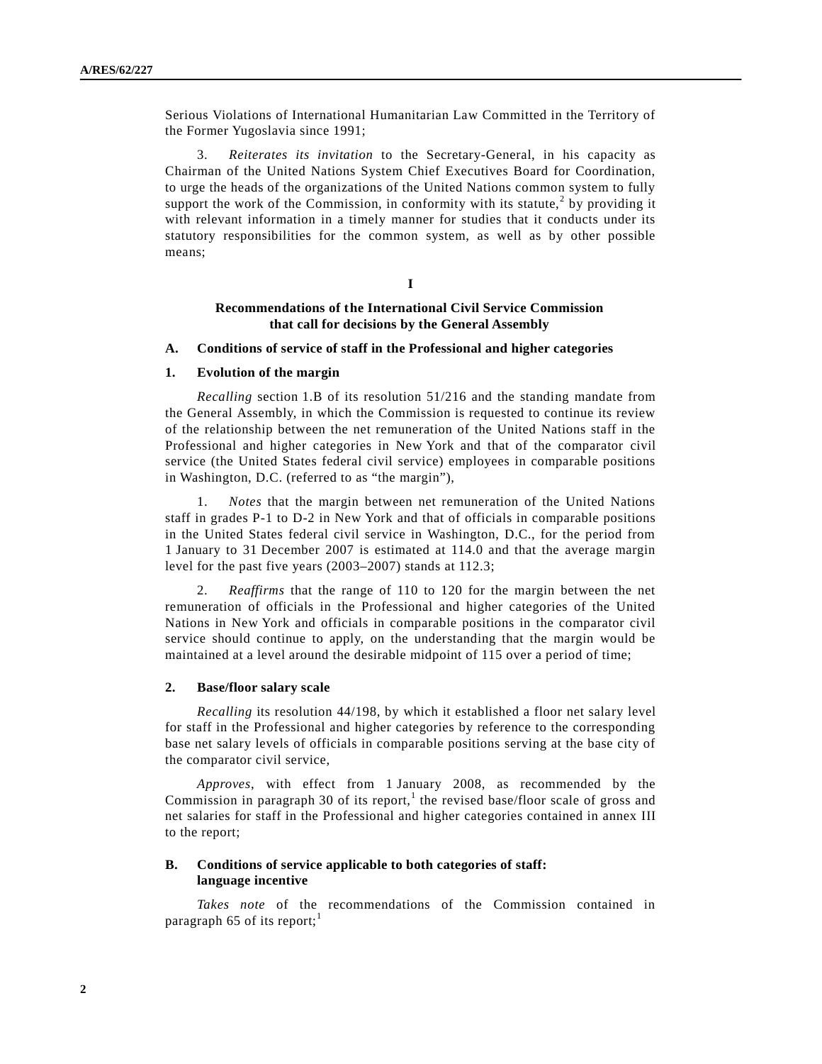Serious Violations of International Humanitarian Law Committed in the Territory of the Former Yugoslavia since 1991;

3. *Reiterates its invitation* to the Secretary-General, in his capacity as Chairman of the United Nations System Chief Executives Board for Coordination, to urge the heads of the organizations of the United Nations common system to fully support the work of the Commission, in conformity with its statute,[2] by providing it with relevant information in a timely manner for studies that it conducts under its statutory responsibilities for the common system, as well as by other possible means;

## I

## Recommendations of the International Civil Service Commission that call for decisions by the General Assembly

### A. Conditions of service of staff in the Professional and higher categories

#### 1. Evolution of the margin

*Recalling* section 1.B of its resolution 51/216 and the standing mandate from the General Assembly, in which the Commission is requested to continue its review of the relationship between the net remuneration of the United Nations staff in the Professional and higher categories in New York and that of the comparator civil service (the United States federal civil service) employees in comparable positions in Washington, D.C. (referred to as "the margin"),

1. *Notes* that the margin between net remuneration of the United Nations staff in grades P-1 to D-2 in New York and that of officials in comparable positions in the United States federal civil service in Washington, D.C., for the period from 1 January to 31 December 2007 is estimated at 114.0 and that the average margin level for the past five years (2003–2007) stands at 112.3;

2. *Reaffirms* that the range of 110 to 120 for the margin between the net remuneration of officials in the Professional and higher categories of the United Nations in New York and officials in comparable positions in the comparator civil service should continue to apply, on the understanding that the margin would be maintained at a level around the desirable midpoint of 115 over a period of time;

#### 2. Base/floor salary scale

*Recalling* its resolution 44/198, by which it established a floor net salary level for staff in the Professional and higher categories by reference to the corresponding base net salary levels of officials in comparable positions serving at the base city of the comparator civil service,

*Approves*, with effect from 1 January 2008, as recommended by the Commission in paragraph 30 of its report,[1] the revised base/floor scale of gross and net salaries for staff in the Professional and higher categories contained in annex III to the report;

### B. Conditions of service applicable to both categories of staff: language incentive

*Takes note* of the recommendations of the Commission contained in paragraph 65 of its report;[1]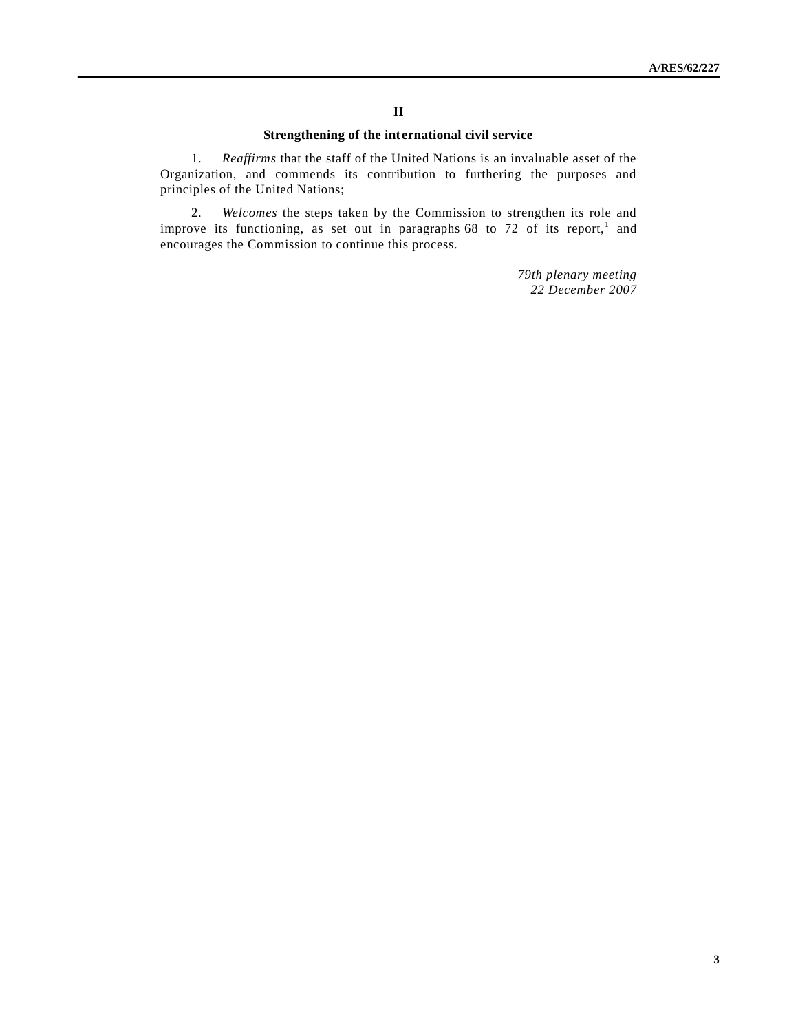## II

### Strengthening of the international civil service

1. *Reaffirms* that the staff of the United Nations is an invaluable asset of the Organization, and commends its contribution to furthering the purposes and principles of the United Nations;

2. *Welcomes* the steps taken by the Commission to strengthen its role and improve its functioning, as set out in paragraphs 68 to 72 of its report,[1] and encourages the Commission to continue this process.

*79th plenary meeting*
*22 December 2007*